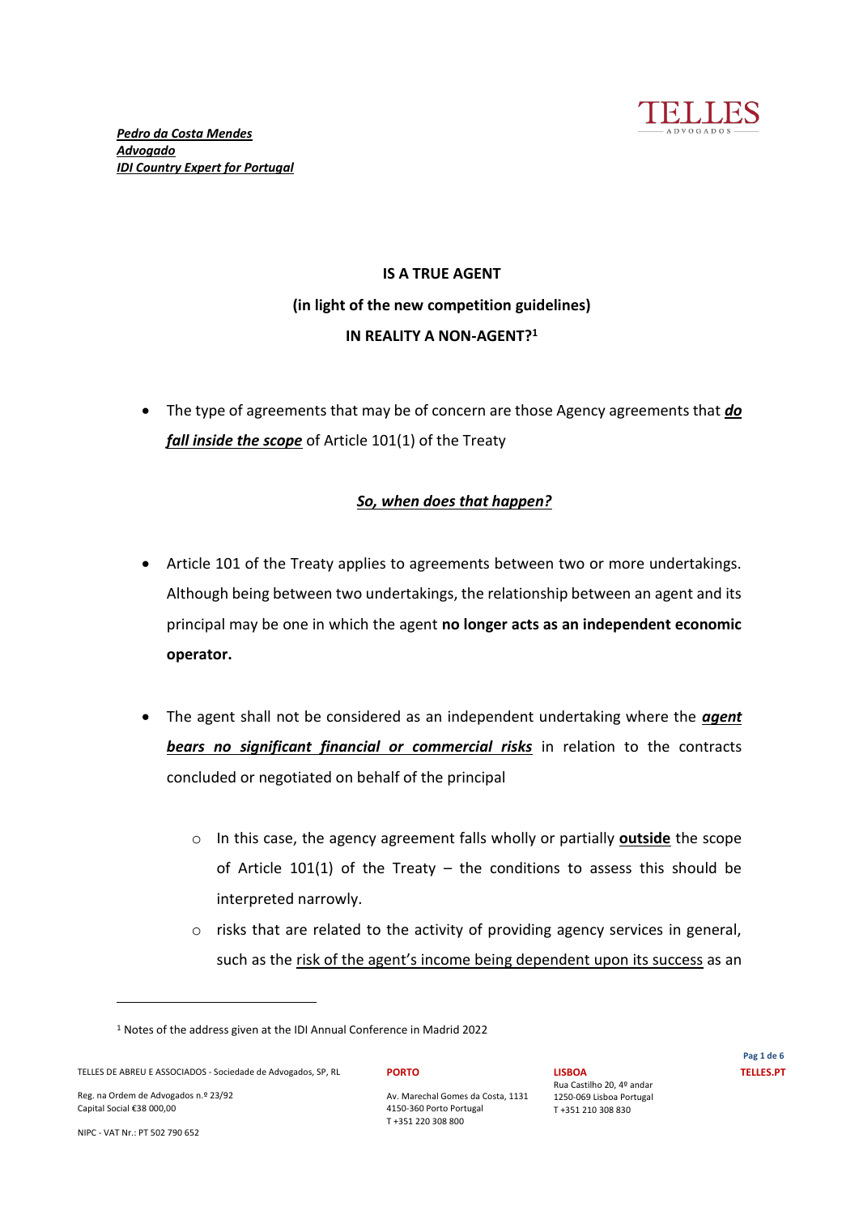***Pedro da Costa Mendes***
***Advogado***
***IDI Country Expert for Portugal***

# IS A TRUE AGENT
## (in light of the new competition guidelines)
## IN REALITY A NON-AGENT?[1]

- The type of agreements that may be of concern are those Agency agreements that ***do fall inside the scope*** of Article 101(1) of the Treaty

***So, when does that happen?***

- Article 101 of the Treaty applies to agreements between two or more undertakings. Although being between two undertakings, the relationship between an agent and its principal may be one in which the agent **no longer acts as an independent economic operator.**

- The agent shall not be considered as an independent undertaking where the ***agent bears no significant financial or commercial risks*** in relation to the contracts concluded or negotiated on behalf of the principal

  - In this case, the agency agreement falls wholly or partially **outside** the scope of Article 101(1) of the Treaty – the conditions to assess this should be interpreted narrowly.
  - risks that are related to the activity of providing agency services in general, such as the risk of the agent's income being dependent upon its success as an

[1] Notes of the address given at the IDI Annual Conference in Madrid 2022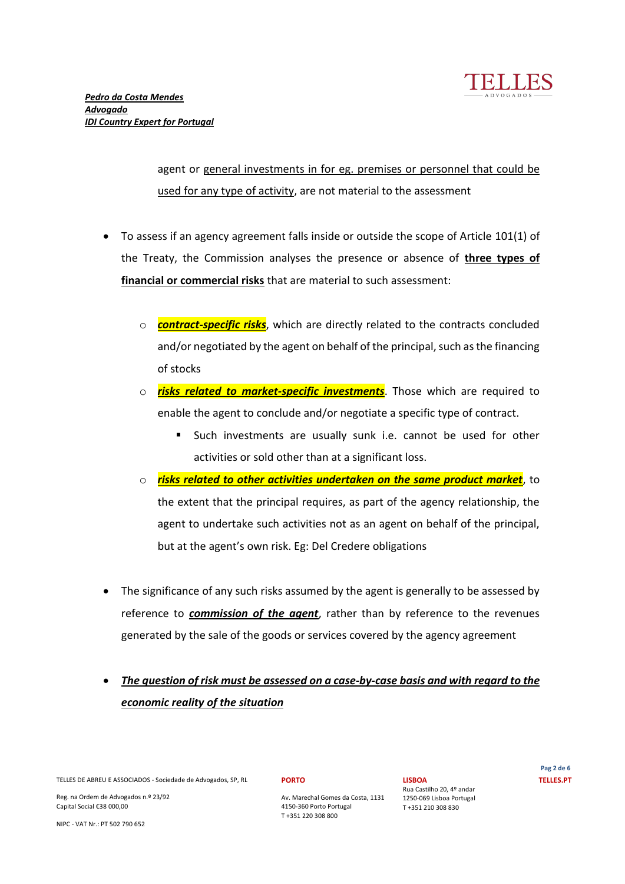agent or <u>general investments in for eg. premises or personnel that could be used for any type of activity</u>, are not material to the assessment

- To assess if an agency agreement falls inside or outside the scope of Article 101(1) of the Treaty, the Commission analyses the presence or absence of **<u>three types of financial or commercial risks</u>** that are material to such assessment:

  - ***<u>contract-specific risks</u>***, which are directly related to the contracts concluded and/or negotiated by the agent on behalf of the principal, such as the financing of stocks
  - ***<u>risks related to market-specific investments</u>***. Those which are required to enable the agent to conclude and/or negotiate a specific type of contract.
    - Such investments are usually sunk i.e. cannot be used for other activities or sold other than at a significant loss.
  - ***<u>risks related to other activities undertaken on the same product market</u>***, to the extent that the principal requires, as part of the agency relationship, the agent to undertake such activities not as an agent on behalf of the principal, but at the agent's own risk. Eg: Del Credere obligations

- The significance of any such risks assumed by the agent is generally to be assessed by reference to ***<u>commission of the agent</u>***, rather than by reference to the revenues generated by the sale of the goods or services covered by the agency agreement

- ***<u>The question of risk must be assessed on a case-by-case basis and with regard to the economic reality of the situation</u>***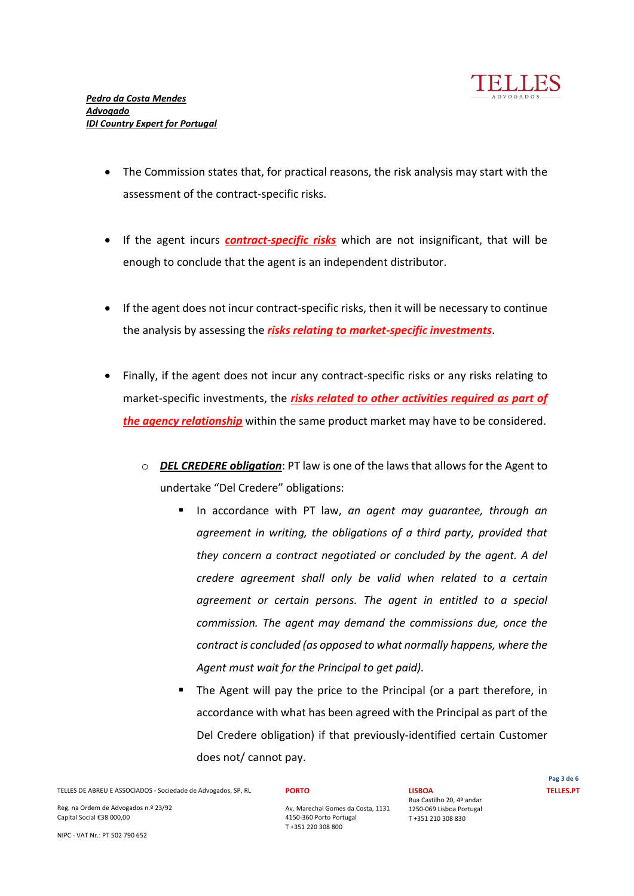- The Commission states that, for practical reasons, the risk analysis may start with the assessment of the contract-specific risks.

- If the agent incurs ***contract-specific risks*** which are not insignificant, that will be enough to conclude that the agent is an independent distributor.

- If the agent does not incur contract-specific risks, then it will be necessary to continue the analysis by assessing the ***risks relating to market-specific investments***.

- Finally, if the agent does not incur any contract-specific risks or any risks relating to market-specific investments, the ***risks related to other activities required as part of the agency relationship*** within the same product market may have to be considered.

  - ***DEL CREDERE obligation***: PT law is one of the laws that allows for the Agent to undertake "Del Credere" obligations:
    - In accordance with PT law, *an agent may guarantee, through an agreement in writing, the obligations of a third party, provided that they concern a contract negotiated or concluded by the agent. A del credere agreement shall only be valid when related to a certain agreement or certain persons. The agent in entitled to a special commission. The agent may demand the commissions due, once the contract is concluded (as opposed to what normally happens, where the Agent must wait for the Principal to get paid).*
    - The Agent will pay the price to the Principal (or a part therefore, in accordance with what has been agreed with the Principal as part of the Del Credere obligation) if that previously-identified certain Customer does not/ cannot pay.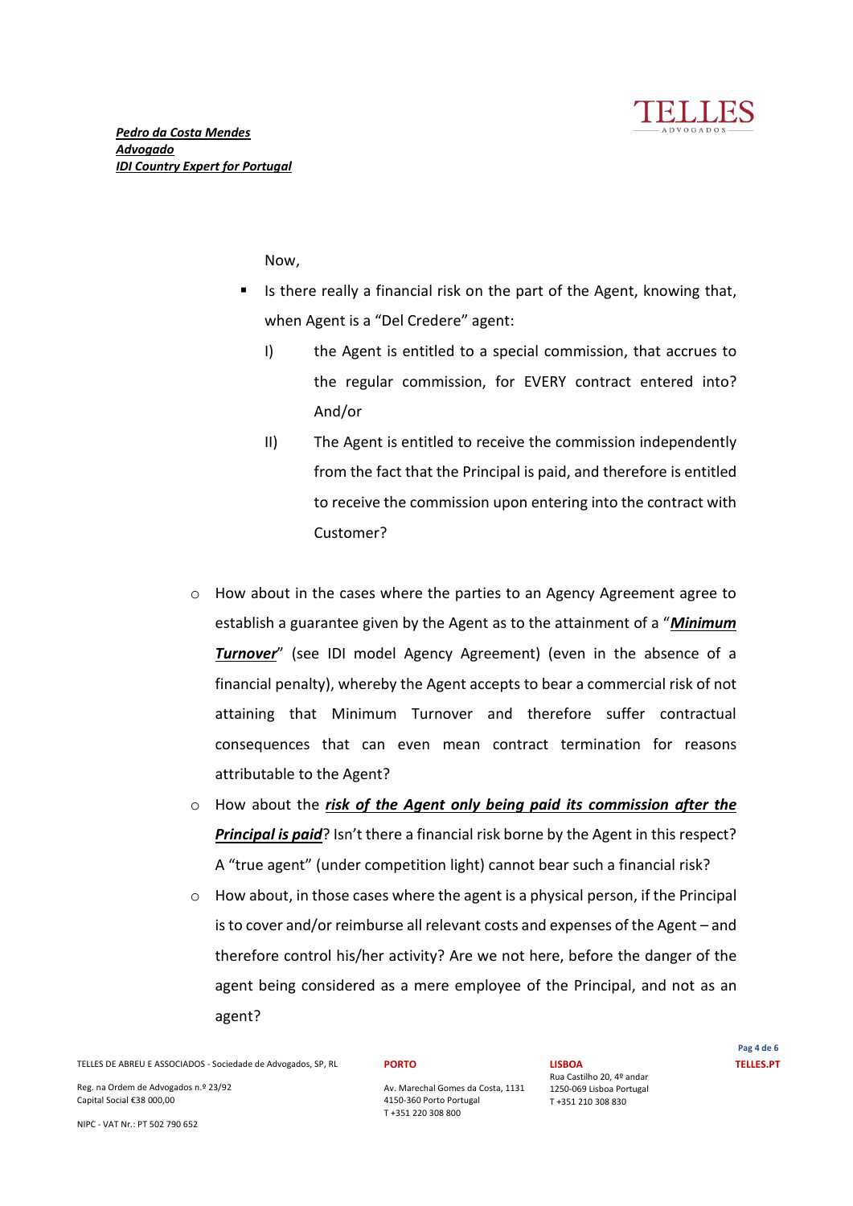Now,

- Is there really a financial risk on the part of the Agent, knowing that, when Agent is a "Del Credere" agent:

  I) the Agent is entitled to a special commission, that accrues to the regular commission, for EVERY contract entered into? And/or

  II) The Agent is entitled to receive the commission independently from the fact that the Principal is paid, and therefore is entitled to receive the commission upon entering into the contract with Customer?

- How about in the cases where the parties to an Agency Agreement agree to establish a guarantee given by the Agent as to the attainment of a "***Minimum Turnover***" (see IDI model Agency Agreement) (even in the absence of a financial penalty), whereby the Agent accepts to bear a commercial risk of not attaining that Minimum Turnover and therefore suffer contractual consequences that can even mean contract termination for reasons attributable to the Agent?
- How about the ***risk of the Agent only being paid its commission after the Principal is paid***? Isn't there a financial risk borne by the Agent in this respect? A "true agent" (under competition light) cannot bear such a financial risk?
- How about, in those cases where the agent is a physical person, if the Principal is to cover and/or reimburse all relevant costs and expenses of the Agent – and therefore control his/her activity? Are we not here, before the danger of the agent being considered as a mere employee of the Principal, and not as an agent?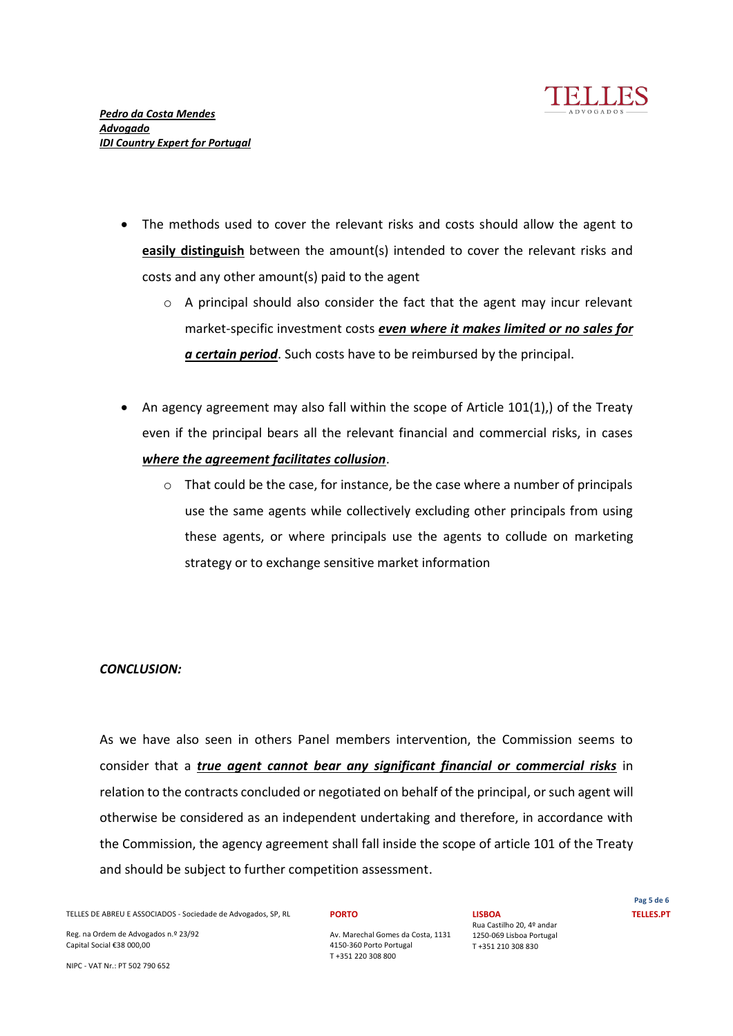- The methods used to cover the relevant risks and costs should allow the agent to **easily distinguish** between the amount(s) intended to cover the relevant risks and costs and any other amount(s) paid to the agent
    - A principal should also consider the fact that the agent may incur relevant market-specific investment costs ***even where it makes limited or no sales for a certain period***. Such costs have to be reimbursed by the principal.

- An agency agreement may also fall within the scope of Article 101(1),) of the Treaty even if the principal bears all the relevant financial and commercial risks, in cases ***where the agreement facilitates collusion***.
    - That could be the case, for instance, be the case where a number of principals use the same agents while collectively excluding other principals from using these agents, or where principals use the agents to collude on marketing strategy or to exchange sensitive market information

***CONCLUSION:***

As we have also seen in others Panel members intervention, the Commission seems to consider that a ***true agent cannot bear any significant financial or commercial risks*** in relation to the contracts concluded or negotiated on behalf of the principal, or such agent will otherwise be considered as an independent undertaking and therefore, in accordance with the Commission, the agency agreement shall fall inside the scope of article 101 of the Treaty and should be subject to further competition assessment.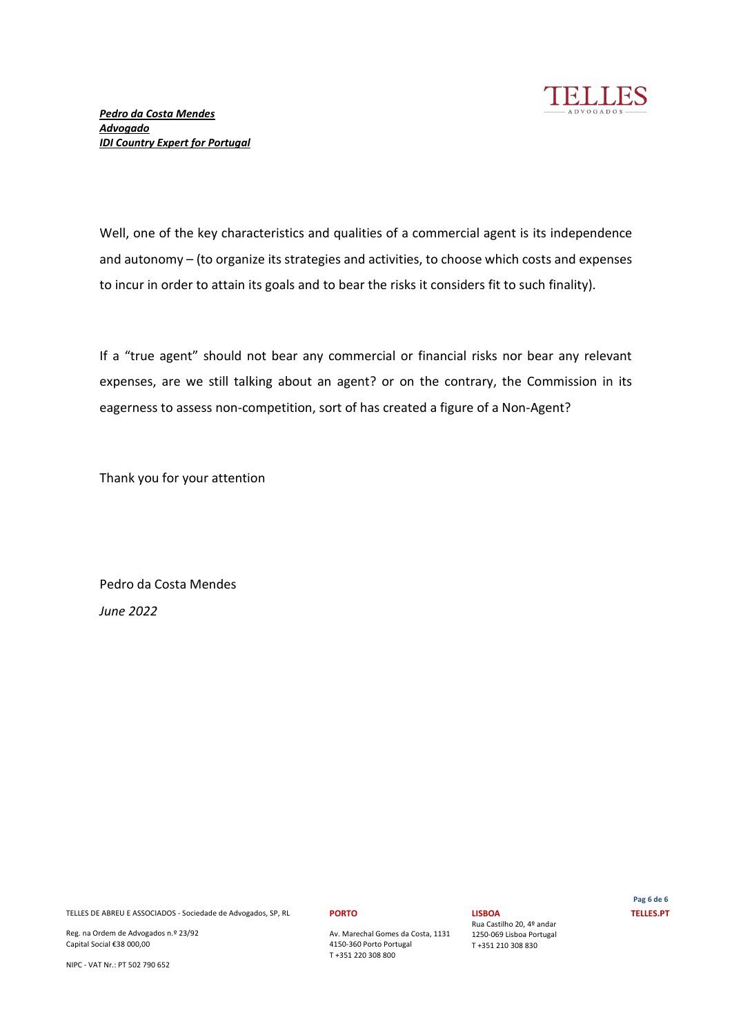***Pedro da Costa Mendes***
***Advogado***
***IDI Country Expert for Portugal***

Well, one of the key characteristics and qualities of a commercial agent is its independence and autonomy – (to organize its strategies and activities, to choose which costs and expenses to incur in order to attain its goals and to bear the risks it considers fit to such finality).

If a "true agent" should not bear any commercial or financial risks nor bear any relevant expenses, are we still talking about an agent? or on the contrary, the Commission in its eagerness to assess non-competition, sort of has created a figure of a Non-Agent?

Thank you for your attention

Pedro da Costa Mendes
*June 2022*